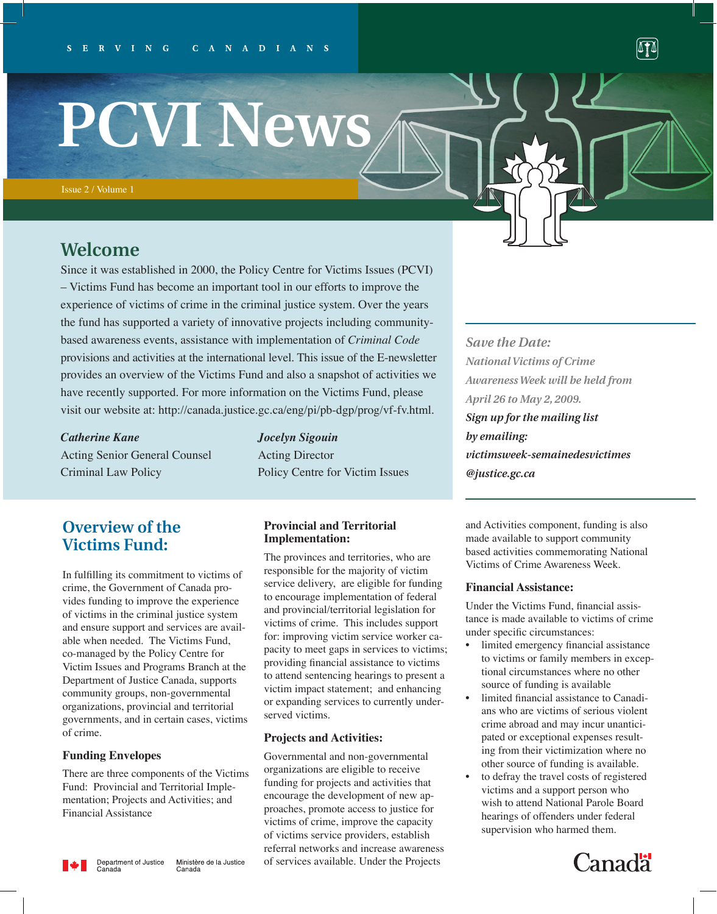SERVING CANADIANS

# PCVI News

Issue 2 / Volume 1

## Welcome

Since it was established in 2000, the Policy Centre for Victims Issues (PCVI) – Victims Fund has become an important tool in our efforts to improve the experience of victims of crime in the criminal justice system. Over the years the fund has supported a variety of innovative projects including community-based awareness events, assistance with implementation of *Criminal Code* provisions and activities at the international level. This issue of the E-newsletter provides an overview of the Victims Fund and also a snapshot of activities we have recently supported. For more information on the Victims Fund, please visit our website at: http://canada.justice.gc.ca/eng/pi/pb-dgp/prog/vf-fv.html.

***Catherine Kane***
Acting Senior General Counsel
Criminal Law Policy

***Jocelyn Sigouin***
Acting Director
Policy Centre for Victim Issues

*Save the Date:*
*National Victims of Crime Awareness Week will be held from April 26 to May 2, 2009.*
***Sign up for the mailing list by emailing: victimsweek-semainedesvictimes@justice.gc.ca***

## Overview of the Victims Fund:

In fulfilling its commitment to victims of crime, the Government of Canada provides funding to improve the experience of victims in the criminal justice system and ensure support and services are available when needed. The Victims Fund, co-managed by the Policy Centre for Victim Issues and Programs Branch at the Department of Justice Canada, supports community groups, non-governmental organizations, provincial and territorial governments, and in certain cases, victims of crime.

### Funding Envelopes

There are three components of the Victims Fund: Provincial and Territorial Implementation; Projects and Activities; and Financial Assistance

### Provincial and Territorial Implementation:

The provinces and territories, who are responsible for the majority of victim service delivery, are eligible for funding to encourage implementation of federal and provincial/territorial legislation for victims of crime. This includes support for: improving victim service worker capacity to meet gaps in services to victims; providing financial assistance to victims to attend sentencing hearings to present a victim impact statement; and enhancing or expanding services to currently underserved victims.

### Projects and Activities:

Governmental and non-governmental organizations are eligible to receive funding for projects and activities that encourage the development of new approaches, promote access to justice for victims of crime, improve the capacity of victims service providers, establish referral networks and increase awareness of services available. Under the Projects and Activities component, funding is also made available to support community based activities commemorating National Victims of Crime Awareness Week.

### Financial Assistance:

Under the Victims Fund, financial assistance is made available to victims of crime under specific circumstances:

- limited emergency financial assistance to victims or family members in exceptional circumstances where no other source of funding is available
- limited financial assistance to Canadians who are victims of serious violent crime abroad and may incur unanticipated or exceptional expenses resulting from their victimization where no other source of funding is available.
- to defray the travel costs of registered victims and a support person who wish to attend National Parole Board hearings of offenders under federal supervision who harmed them.

Department of Justice Canada | Ministère de la Justice Canada

Canada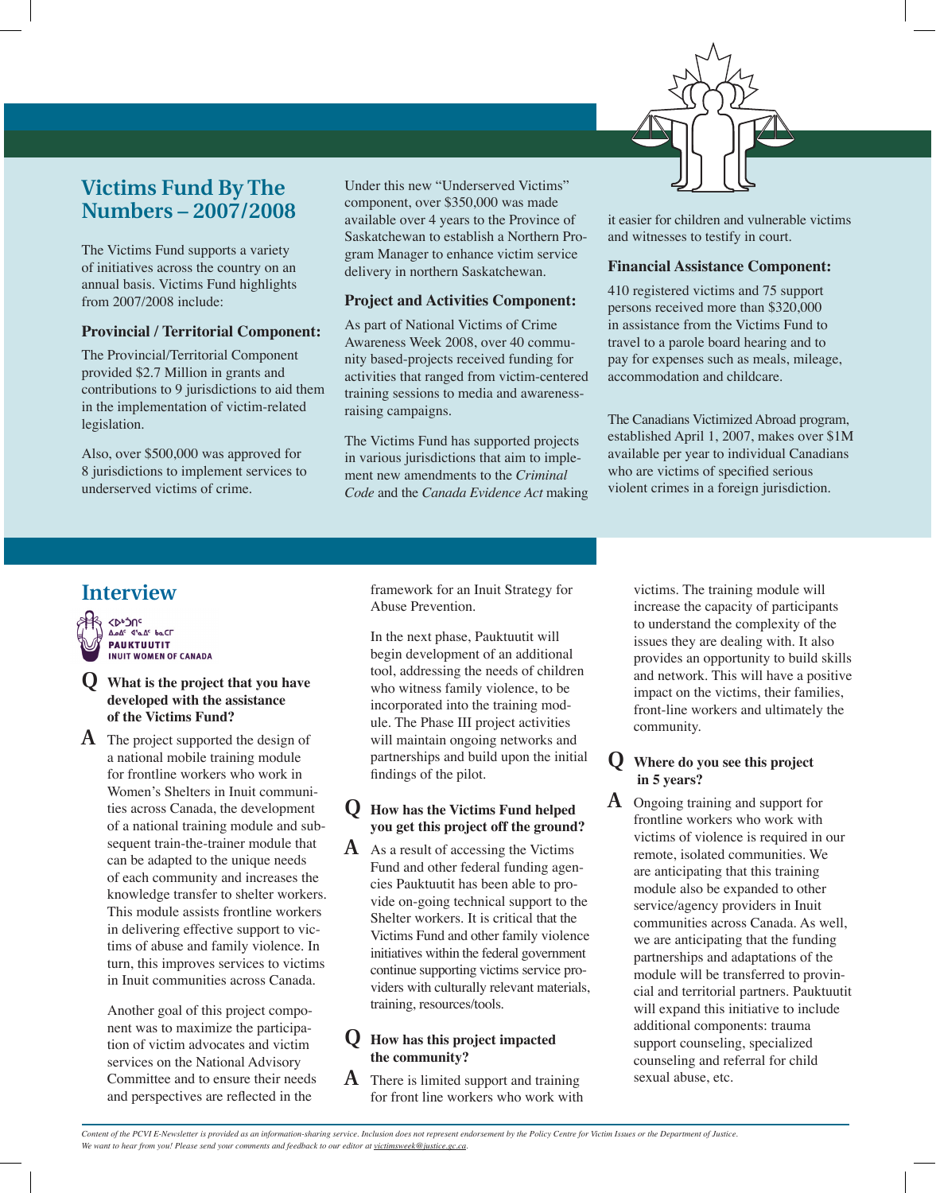## Victims Fund By The Numbers – 2007/2008

The Victims Fund supports a variety of initiatives across the country on an annual basis. Victims Fund highlights from 2007/2008 include:

### Provincial / Territorial Component:

The Provincial/Territorial Component provided $2.7 Million in grants and contributions to 9 jurisdictions to aid them in the implementation of victim-related legislation.

Also, over $500,000 was approved for 8 jurisdictions to implement services to underserved victims of crime.

Under this new "Underserved Victims" component, over $350,000 was made available over 4 years to the Province of Saskatchewan to establish a Northern Program Manager to enhance victim service delivery in northern Saskatchewan.

### Project and Activities Component:

As part of National Victims of Crime Awareness Week 2008, over 40 community based-projects received funding for activities that ranged from victim-centered training sessions to media and awareness-raising campaigns.

The Victims Fund has supported projects in various jurisdictions that aim to implement new amendments to the *Criminal Code* and the *Canada Evidence Act* making it easier for children and vulnerable victims and witnesses to testify in court.

### Financial Assistance Component:

410 registered victims and 75 support persons received more than $320,000 in assistance from the Victims Fund to travel to a parole board hearing and to pay for expenses such as meals, mileage, accommodation and childcare.

The Canadians Victimized Abroad program, established April 1, 2007, makes over $1M available per year to individual Canadians who are victims of specified serious violent crimes in a foreign jurisdiction.

## Interview

ᐸᐅᒃᑐᑎᑦ
PAUKTUUTIT
INUIT WOMEN OF CANADA

**Q What is the project that you have developed with the assistance of the Victims Fund?**

**A** The project supported the design of a national mobile training module for frontline workers who work in Women's Shelters in Inuit communities across Canada, the development of a national training module and subsequent train-the-trainer module that can be adapted to the unique needs of each community and increases the knowledge transfer to shelter workers. This module assists frontline workers in delivering effective support to victims of abuse and family violence. In turn, this improves services to victims in Inuit communities across Canada.

Another goal of this project component was to maximize the participation of victim advocates and victim services on the National Advisory Committee and to ensure their needs and perspectives are reflected in the framework for an Inuit Strategy for Abuse Prevention.

In the next phase, Pauktuutit will begin development of an additional tool, addressing the needs of children who witness family violence, to be incorporated into the training module. The Phase III project activities will maintain ongoing networks and partnerships and build upon the initial findings of the pilot.

**Q How has the Victims Fund helped you get this project off the ground?**

**A** As a result of accessing the Victims Fund and other federal funding agencies Pauktuutit has been able to provide on-going technical support to the Shelter workers. It is critical that the Victims Fund and other family violence initiatives within the federal government continue supporting victims service providers with culturally relevant materials, training, resources/tools.

**Q How has this project impacted the community?**

**A** There is limited support and training for front line workers who work with victims. The training module will increase the capacity of participants to understand the complexity of the issues they are dealing with. It also provides an opportunity to build skills and network. This will have a positive impact on the victims, their families, front-line workers and ultimately the community.

**Q Where do you see this project in 5 years?**

**A** Ongoing training and support for frontline workers who work with victims of violence is required in our remote, isolated communities. We are anticipating that this training module also be expanded to other service/agency providers in Inuit communities across Canada. As well, we are anticipating that the funding partnerships and adaptations of the module will be transferred to provincial and territorial partners. Pauktuutit will expand this initiative to include additional components: trauma support counseling, specialized counseling and referral for child sexual abuse, etc.

*Content of the PCVI E-Newsletter is provided as an information-sharing service. Inclusion does not represent endorsement by the Policy Centre for Victim Issues or the Department of Justice.*
*We want to hear from you! Please send your comments and feedback to our editor at victimsweek@justice.gc.ca.*